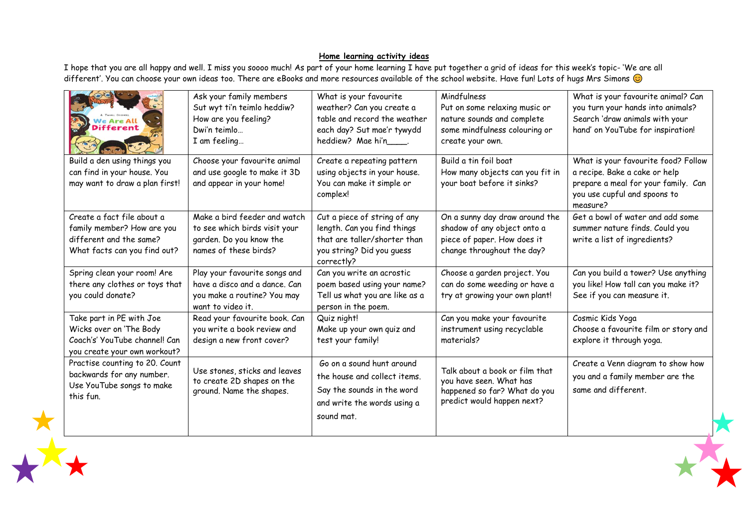**Home learning activity ideas**

I hope that you are all happy and well. I miss you soooo much! As part of your home learning I have put together a grid of ideas for this week's topic- 'We are all different'. You can choose your own ideas too. There are eBooks and more resources available of the school website. Have fun! Lots of hugs Mrs Simons 😊

| A Twinkl Original We Are All Different | Ask your family members Sut wyt ti'n teimlo heddiw? How are you feeling? Dwi'n teimlo… I am feeling… | What is your favourite weather? Can you create a table and record the weather each day? Sut mae'r tywydd heddiw? Mae hi'n____. | Mindfulness Put on some relaxing music or nature sounds and complete some mindfulness colouring or create your own. | What is your favourite animal? Can you turn your hands into animals? Search 'draw animals with your hand' on YouTube for inspiration! |
|---|---|---|---|---|
| Build a den using things you can find in your house. You may want to draw a plan first! | Choose your favourite animal and use google to make it 3D and appear in your home! | Create a repeating pattern using objects in your house. You can make it simple or complex! | Build a tin foil boat How many objects can you fit in your boat before it sinks? | What is your favourite food? Follow a recipe. Bake a cake or help prepare a meal for your family. Can you use cupful and spoons to measure? |
| Create a fact file about a family member? How are you different and the same? What facts can you find out? | Make a bird feeder and watch to see which birds visit your garden. Do you know the names of these birds? | Cut a piece of string of any length. Can you find things that are taller/shorter than you string? Did you guess correctly? | On a sunny day draw around the shadow of any object onto a piece of paper. How does it change throughout the day? | Get a bowl of water and add some summer nature finds. Could you write a list of ingredients? |
| Spring clean your room! Are there any clothes or toys that you could donate? | Play your favourite songs and have a disco and a dance. Can you make a routine? You may want to video it. | Can you write an acrostic poem based using your name? Tell us what you are like as a person in the poem. | Choose a garden project. You can do some weeding or have a try at growing your own plant! | Can you build a tower? Use anything you like! How tall can you make it? See if you can measure it. |
| Take part in PE with Joe Wicks over on 'The Body Coach's' YouTube channel! Can you create your own workout? | Read your favourite book. Can you write a book review and design a new front cover? | Quiz night! Make up your own quiz and test your family! | Can you make your favourite instrument using recyclable materials? | Cosmic Kids Yoga Choose a favourite film or story and explore it through yoga. |
| Practise counting to 20. Count backwards for any number. Use YouTube songs to make this fun. | Use stones, sticks and leaves to create 2D shapes on the ground. Name the shapes. | Go on a sound hunt around the house and collect items. Say the sounds in the word and write the words using a sound mat. | Talk about a book or film that you have seen. What has happened so far? What do you predict would happen next? | Create a Venn diagram to show how you and a family member are the same and different. |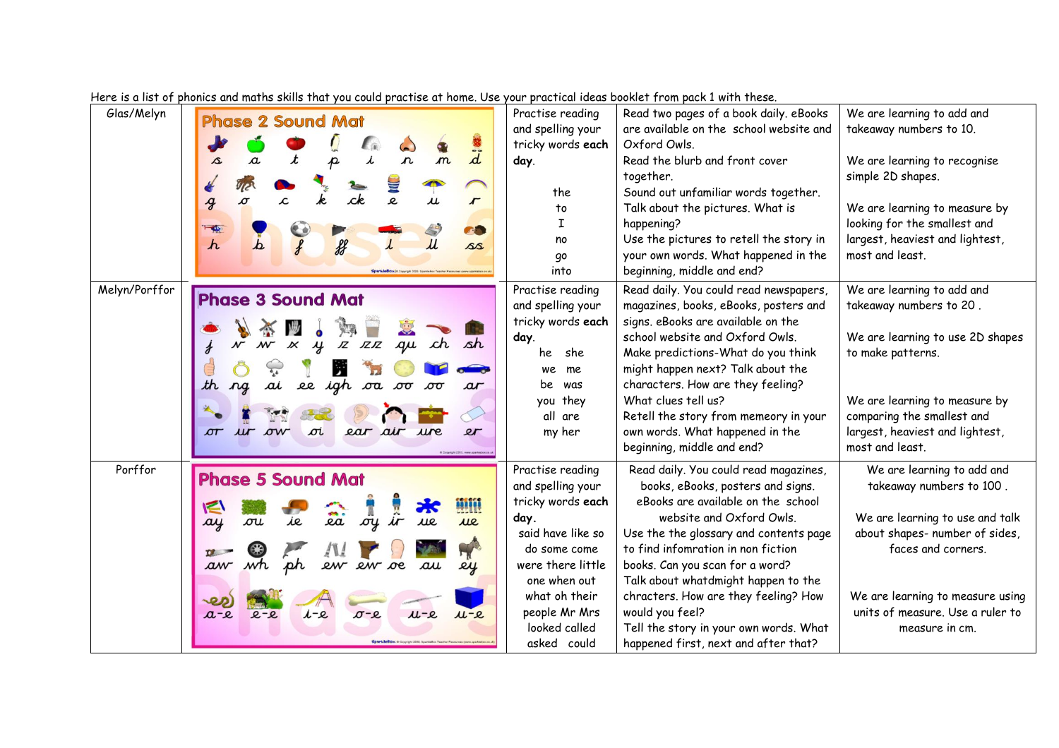Here is a list of phonics and maths skills that you could practise at home. Use your practical ideas booklet from pack 1 with these.

| | | | | |
|---|---|---|---|---|
| Glas/Melyn | **Phase 2 Sound Mat**<br>s a t p i n m d<br>g o c k ck e u r<br>h b f ff l ll ss | Practise reading and spelling your tricky words **each day**.<br>the<br>to<br>I<br>no<br>go<br>into | Read two pages of a book daily. eBooks are available on the school website and Oxford Owls.<br>Read the blurb and front cover together.<br>Sound out unfamiliar words together.<br>Talk about the pictures. What is happening?<br>Use the pictures to retell the story in your own words. What happened in the beginning, middle and end? | We are learning to add and takeaway numbers to 10.<br><br>We are learning to recognise simple 2D shapes.<br><br>We are learning to measure by looking for the smallest and largest, heaviest and lightest, most and least. |
| Melyn/Porffor | **Phase 3 Sound Mat**<br>j v w x y z zz qu ch sh<br>th ng ai ee igh oa oo oo ar<br>or ur ow oi ear air ure er | Practise reading and spelling your tricky words **each day**.<br>he she<br>we me<br>be was<br>you they<br>all are<br>my her | Read daily. You could read newspapers, magazines, books, eBooks, posters and signs. eBooks are available on the school website and Oxford Owls.<br>Make predictions-What do you think might happen next? Talk about the characters. How are they feeling?<br>What clues tell us?<br>Retell the story from memeory in your own words. What happened in the beginning, middle and end? | We are learning to add and takeaway numbers to 20 .<br><br>We are learning to use 2D shapes to make patterns.<br><br>We are learning to measure by comparing the smallest and largest, heaviest and lightest, most and least. |
| Porffor | **Phase 5 Sound Mat**<br>ay ou ie ea oy ir ue ue<br>aw wh ph ew ew oe au ey<br>a-e e-e i-e o-e u-e u-e | Practise reading and spelling your tricky words **each day**.<br>said have like so do some come were there little one when out what oh their people Mr Mrs looked called asked could | Read daily. You could read magazines, books, eBooks, posters and signs. eBooks are available on the school website and Oxford Owls.<br>Use the the glossary and contents page to find infomration in non fiction books. Can you scan for a word?<br>Talk about whatdmight happen to the chracters. How are they feeling? How would you feel?<br>Tell the story in your own words. What happened first, next and after that? | We are learning to add and takeaway numbers to 100 .<br><br>We are learning to use and talk about shapes- number of sides, faces and corners.<br><br>We are learning to measure using units of measure. Use a ruler to measure in cm. |